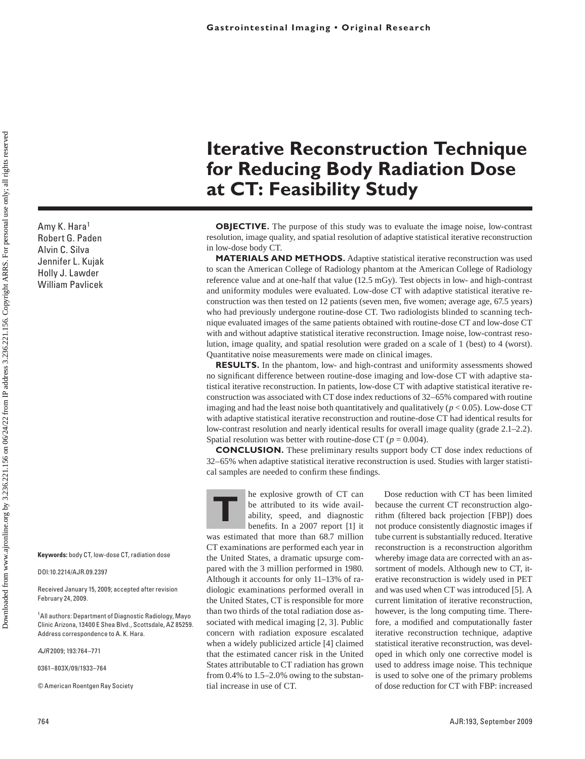# Iterative Reconstruction Technique for Reducing Body Radiation Dose at CT: Feasibility Study

Amy K. Hara[1]
Robert G. Paden
Alvin C. Silva
Jennifer L. Kujak
Holly J. Lawder
William Pavlicek

**OBJECTIVE.** The purpose of this study was to evaluate the image noise, low-contrast resolution, image quality, and spatial resolution of adaptive statistical iterative reconstruction in low-dose body CT.

**MATERIALS AND METHODS.** Adaptive statistical iterative reconstruction was used to scan the American College of Radiology phantom at the American College of Radiology reference value and at one-half that value (12.5 mGy). Test objects in low- and high-contrast and uniformity modules were evaluated. Low-dose CT with adaptive statistical iterative reconstruction was then tested on 12 patients (seven men, five women; average age, 67.5 years) who had previously undergone routine-dose CT. Two radiologists blinded to scanning technique evaluated images of the same patients obtained with routine-dose CT and low-dose CT with and without adaptive statistical iterative reconstruction. Image noise, low-contrast resolution, image quality, and spatial resolution were graded on a scale of 1 (best) to 4 (worst). Quantitative noise measurements were made on clinical images.

**RESULTS.** In the phantom, low- and high-contrast and uniformity assessments showed no significant difference between routine-dose imaging and low-dose CT with adaptive statistical iterative reconstruction. In patients, low-dose CT with adaptive statistical iterative reconstruction was associated with CT dose index reductions of 32–65% compared with routine imaging and had the least noise both quantitatively and qualitatively ($p < 0.05$). Low-dose CT with adaptive statistical iterative reconstruction and routine-dose CT had identical results for low-contrast resolution and nearly identical results for overall image quality (grade 2.1–2.2). Spatial resolution was better with routine-dose CT ($p = 0.004$).

**CONCLUSION.** These preliminary results support body CT dose index reductions of 32–65% when adaptive statistical iterative reconstruction is used. Studies with larger statistical samples are needed to confirm these findings.

The explosive growth of CT can be attributed to its wide availability, speed, and diagnostic benefits. In a 2007 report [1] it was estimated that more than 68.7 million CT examinations are performed each year in the United States, a dramatic upsurge compared with the 3 million performed in 1980. Although it accounts for only 11–13% of radiologic examinations performed overall in the United States, CT is responsible for more than two thirds of the total radiation dose associated with medical imaging [2, 3]. Public concern with radiation exposure escalated when a widely publicized article [4] claimed that the estimated cancer risk in the United States attributable to CT radiation has grown from 0.4% to 1.5–2.0% owing to the substantial increase in use of CT.

Dose reduction with CT has been limited because the current CT reconstruction algorithm (filtered back projection [FBP]) does not produce consistently diagnostic images if tube current is substantially reduced. Iterative reconstruction is a reconstruction algorithm whereby image data are corrected with an assortment of models. Although new to CT, iterative reconstruction is widely used in PET and was used when CT was introduced [5]. A current limitation of iterative reconstruction, however, is the long computing time. Therefore, a modified and computationally faster iterative reconstruction technique, adaptive statistical iterative reconstruction, was developed in which only one corrective model is used to address image noise. This technique is used to solve one of the primary problems of dose reduction for CT with FBP: increased

**Keywords:** body CT, low-dose CT, radiation dose

DOI:10.2214/AJR.09.2397

Received January 15, 2009; accepted after revision February 24, 2009.

[1]All authors: Department of Diagnostic Radiology, Mayo Clinic Arizona, 13400 E Shea Blvd., Scottsdale, AZ 85259. Address correspondence to A. K. Hara.

*AJR* 2009; 193:764–771

0361–803X/09/1933–764

© American Roentgen Ray Society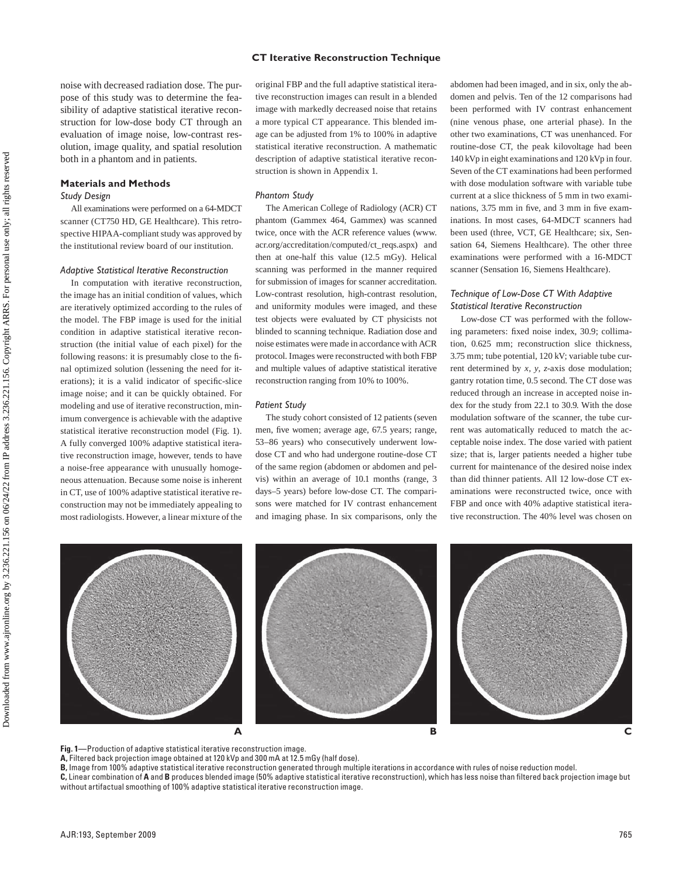noise with decreased radiation dose. The purpose of this study was to determine the feasibility of adaptive statistical iterative reconstruction for low-dose body CT through an evaluation of image noise, low-contrast resolution, image quality, and spatial resolution both in a phantom and in patients.

## Materials and Methods

### Study Design

All examinations were performed on a 64-MDCT scanner (CT750 HD, GE Healthcare). This retrospective HIPAA-compliant study was approved by the institutional review board of our institution.

### Adaptive Statistical Iterative Reconstruction

In computation with iterative reconstruction, the image has an initial condition of values, which are iteratively optimized according to the rules of the model. The FBP image is used for the initial condition in adaptive statistical iterative reconstruction (the initial value of each pixel) for the following reasons: it is presumably close to the final optimized solution (lessening the need for iterations); it is a valid indicator of specific-slice image noise; and it can be quickly obtained. For modeling and use of iterative reconstruction, minimum convergence is achievable with the adaptive statistical iterative reconstruction model (Fig. 1). A fully converged 100% adaptive statistical iterative reconstruction image, however, tends to have a noise-free appearance with unusually homogeneous attenuation. Because some noise is inherent in CT, use of 100% adaptive statistical iterative reconstruction may not be immediately appealing to most radiologists. However, a linear mixture of the original FBP and the full adaptive statistical iterative reconstruction images can result in a blended image with markedly decreased noise that retains a more typical CT appearance. This blended image can be adjusted from 1% to 100% in adaptive statistical iterative reconstruction. A mathematic description of adaptive statistical iterative reconstruction is shown in Appendix 1.

### Phantom Study

The American College of Radiology (ACR) CT phantom (Gammex 464, Gammex) was scanned twice, once with the ACR reference values (www.acr.org/accreditation/computed/ct_reqs.aspx) and then at one-half this value (12.5 mGy). Helical scanning was performed in the manner required for submission of images for scanner accreditation. Low-contrast resolution, high-contrast resolution, and uniformity modules were imaged, and these test objects were evaluated by CT physicists not blinded to scanning technique. Radiation dose and noise estimates were made in accordance with ACR protocol. Images were reconstructed with both FBP and multiple values of adaptive statistical iterative reconstruction ranging from 10% to 100%.

### Patient Study

The study cohort consisted of 12 patients (seven men, five women; average age, 67.5 years; range, 53–86 years) who consecutively underwent low-dose CT and who had undergone routine-dose CT of the same region (abdomen or abdomen and pelvis) within an average of 10.1 months (range, 3 days–5 years) before low-dose CT. The comparisons were matched for IV contrast enhancement and imaging phase. In six comparisons, only the abdomen had been imaged, and in six, only the abdomen and pelvis. Ten of the 12 comparisons had been performed with IV contrast enhancement (nine venous phase, one arterial phase). In the other two examinations, CT was unenhanced. For routine-dose CT, the peak kilovoltage had been 140 kVp in eight examinations and 120 kVp in four. Seven of the CT examinations had been performed with dose modulation software with variable tube current at a slice thickness of 5 mm in two examinations, 3.75 mm in five, and 3 mm in five examinations. In most cases, 64-MDCT scanners had been used (three, VCT, GE Healthcare; six, Sensation 64, Siemens Healthcare). The other three examinations were performed with a 16-MDCT scanner (Sensation 16, Siemens Healthcare).

### Technique of Low-Dose CT With Adaptive Statistical Iterative Reconstruction

Low-dose CT was performed with the following parameters: fixed noise index, 30.9; collimation, 0.625 mm; reconstruction slice thickness, 3.75 mm; tube potential, 120 kV; variable tube current determined by *x*, *y*, *z*-axis dose modulation; gantry rotation time, 0.5 second. The CT dose was reduced through an increase in accepted noise index for the study from 22.1 to 30.9. With the dose modulation software of the scanner, the tube current was automatically reduced to match the acceptable noise index. The dose varied with patient size; that is, larger patients needed a higher tube current for maintenance of the desired noise index than did thinner patients. All 12 low-dose CT examinations were reconstructed twice, once with FBP and once with 40% adaptive statistical iterative reconstruction. The 40% level was chosen on

**Fig. 1**—Production of adaptive statistical iterative reconstruction image.
**A,** Filtered back projection image obtained at 120 kVp and 300 mA at 12.5 mGy (half dose).
**B,** Image from 100% adaptive statistical iterative reconstruction generated through multiple iterations in accordance with rules of noise reduction model.
**C,** Linear combination of **A** and **B** produces blended image (50% adaptive statistical iterative reconstruction), which has less noise than filtered back projection image but without artifactual smoothing of 100% adaptive statistical iterative reconstruction image.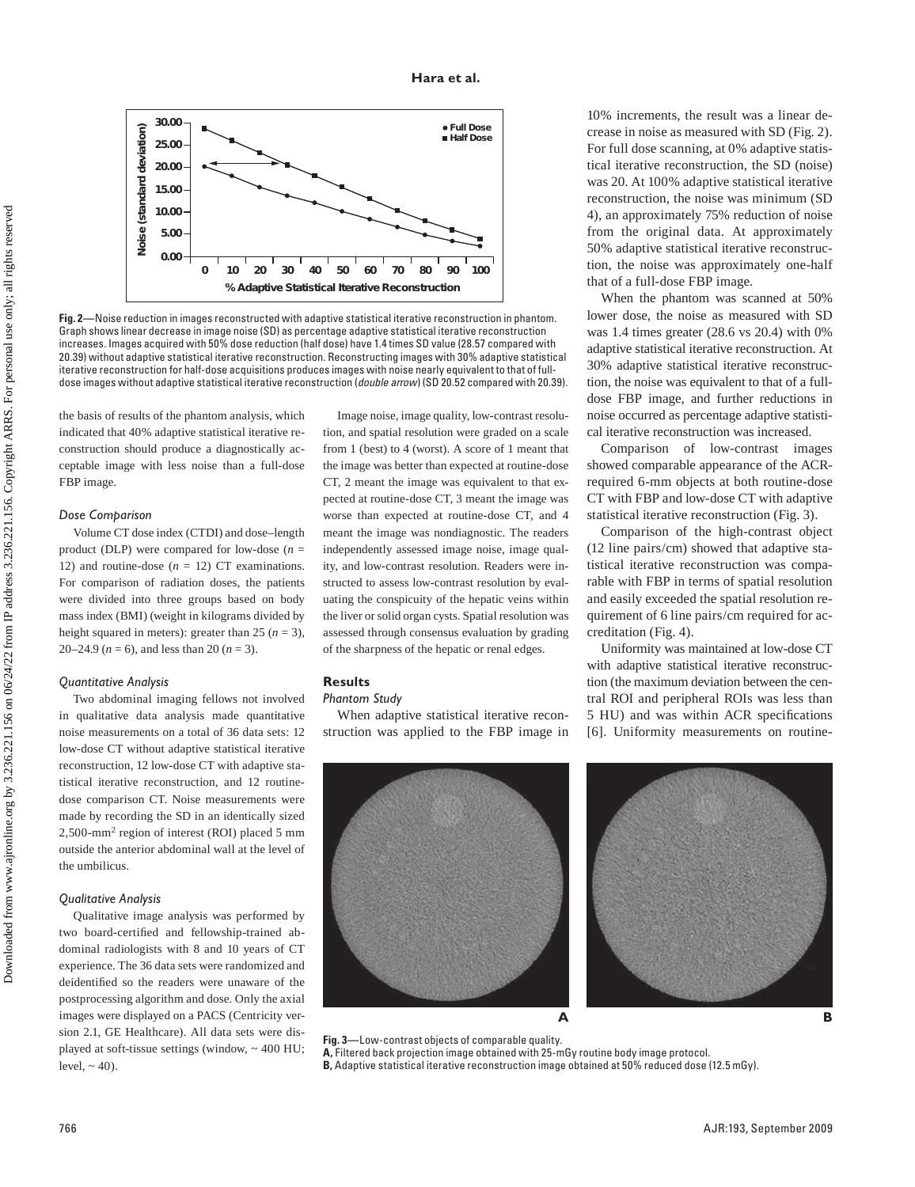Fig. 2—Noise reduction in images reconstructed with adaptive statistical iterative reconstruction in phantom. Graph shows linear decrease in image noise (SD) as percentage adaptive statistical iterative reconstruction increases. Images acquired with 50% dose reduction (half dose) have 1.4 times SD value (28.57 compared with 20.39) without adaptive statistical iterative reconstruction. Reconstructing images with 30% adaptive statistical iterative reconstruction for half-dose acquisitions produces images with noise nearly equivalent to that of full-dose images without adaptive statistical iterative reconstruction (*double arrow*) (SD 20.52 compared with 20.39).

the basis of results of the phantom analysis, which indicated that 40% adaptive statistical iterative reconstruction should produce a diagnostically acceptable image with less noise than a full-dose FBP image.

### *Dose Comparison*

Volume CT dose index (CTDI) and dose–length product (DLP) were compared for low-dose ($n$ = 12) and routine-dose ($n$ = 12) CT examinations. For comparison of radiation doses, the patients were divided into three groups based on body mass index (BMI) (weight in kilograms divided by height squared in meters): greater than 25 ($n$ = 3), 20–24.9 ($n$ = 6), and less than 20 ($n$ = 3).

### *Quantitative Analysis*

Two abdominal imaging fellows not involved in qualitative data analysis made quantitative noise measurements on a total of 36 data sets: 12 low-dose CT without adaptive statistical iterative reconstruction, 12 low-dose CT with adaptive statistical iterative reconstruction, and 12 routine-dose comparison CT. Noise measurements were made by recording the SD in an identically sized 2,500-mm$^2$ region of interest (ROI) placed 5 mm outside the anterior abdominal wall at the level of the umbilicus.

### *Qualitative Analysis*

Qualitative image analysis was performed by two board-certified and fellowship-trained abdominal radiologists with 8 and 10 years of CT experience. The 36 data sets were randomized and deidentified so the readers were unaware of the postprocessing algorithm and dose. Only the axial images were displayed on a PACS (Centricity version 2.1, GE Healthcare). All data sets were displayed at soft-tissue settings (window, ~ 400 HU; level, ~ 40).

Image noise, image quality, low-contrast resolution, and spatial resolution were graded on a scale from 1 (best) to 4 (worst). A score of 1 meant that the image was better than expected at routine-dose CT, 2 meant the image was equivalent to that expected at routine-dose CT, 3 meant the image was worse than expected at routine-dose CT, and 4 meant the image was nondiagnostic. The readers independently assessed image noise, image quality, and low-contrast resolution. Readers were instructed to assess low-contrast resolution by evaluating the conspicuity of the hepatic veins within the liver or solid organ cysts. Spatial resolution was assessed through consensus evaluation by grading of the sharpness of the hepatic or renal edges.

## Results

### *Phantom Study*

When adaptive statistical iterative reconstruction was applied to the FBP image in 10% increments, the result was a linear decrease in noise as measured with SD (Fig. 2). For full dose scanning, at 0% adaptive statistical iterative reconstruction, the SD (noise) was 20. At 100% adaptive statistical iterative reconstruction, the noise was minimum (SD 4), an approximately 75% reduction of noise from the original data. At approximately 50% adaptive statistical iterative reconstruction, the noise was approximately one-half that of a full-dose FBP image.

When the phantom was scanned at 50% lower dose, the noise as measured with SD was 1.4 times greater (28.6 vs 20.4) with 0% adaptive statistical iterative reconstruction. At 30% adaptive statistical iterative reconstruction, the noise was equivalent to that of a full-dose FBP image, and further reductions in noise occurred as percentage adaptive statistical iterative reconstruction was increased.

Comparison of low-contrast images showed comparable appearance of the ACR-required 6-mm objects at both routine-dose CT with FBP and low-dose CT with adaptive statistical iterative reconstruction (Fig. 3).

Comparison of the high-contrast object (12 line pairs/cm) showed that adaptive statistical iterative reconstruction was comparable with FBP in terms of spatial resolution and easily exceeded the spatial resolution requirement of 6 line pairs/cm required for accreditation (Fig. 4).

Uniformity was maintained at low-dose CT with adaptive statistical iterative reconstruction (the maximum deviation between the central ROI and peripheral ROIs was less than 5 HU) and was within ACR specifications [6]. Uniformity measurements on routine-

Fig. 3—Low-contrast objects of comparable quality.
A, Filtered back projection image obtained with 25-mGy routine body image protocol.
B, Adaptive statistical iterative reconstruction image obtained at 50% reduced dose (12.5 mGy).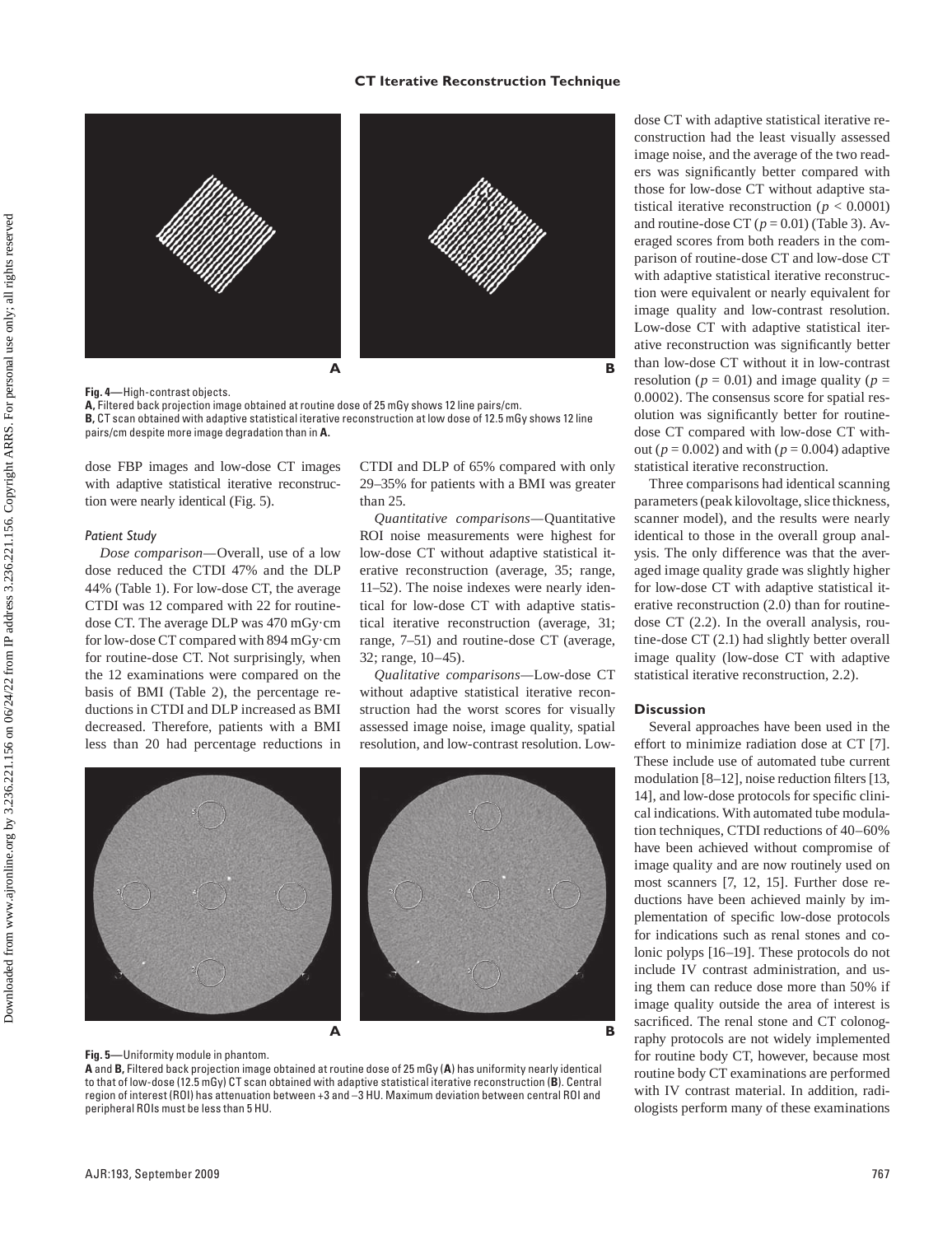Fig. 4—High-contrast objects.

**A,** Filtered back projection image obtained at routine dose of 25 mGy shows 12 line pairs/cm.

**B,** CT scan obtained with adaptive statistical iterative reconstruction at low dose of 12.5 mGy shows 12 line pairs/cm despite more image degradation than in **A.**

dose FBP images and low-dose CT images with adaptive statistical iterative reconstruction were nearly identical (Fig. 5).

### *Patient Study*

*Dose comparison*—Overall, use of a low dose reduced the CTDI 47% and the DLP 44% (Table 1). For low-dose CT, the average CTDI was 12 compared with 22 for routine-dose CT. The average DLP was 470 mGy·cm for low-dose CT compared with 894 mGy·cm for routine-dose CT. Not surprisingly, when the 12 examinations were compared on the basis of BMI (Table 2), the percentage reductions in CTDI and DLP increased as BMI decreased. Therefore, patients with a BMI less than 20 had percentage reductions in CTDI and DLP of 65% compared with only 29–35% for patients with a BMI was greater than 25.

*Quantitative comparisons*—Quantitative ROI noise measurements were highest for low-dose CT without adaptive statistical iterative reconstruction (average, 35; range, 11–52). The noise indexes were nearly identical for low-dose CT with adaptive statistical iterative reconstruction (average, 31; range, 7–51) and routine-dose CT (average, 32; range, 10–45).

*Qualitative comparisons*—Low-dose CT without adaptive statistical iterative reconstruction had the worst scores for visually assessed image noise, image quality, spatial resolution, and low-contrast resolution. Low-dose CT with adaptive statistical iterative reconstruction had the least visually assessed image noise, and the average of the two readers was significantly better compared with those for low-dose CT without adaptive statistical iterative reconstruction ($p < 0.0001$) and routine-dose CT ($p = 0.01$) (Table 3). Averaged scores from both readers in the comparison of routine-dose CT and low-dose CT with adaptive statistical iterative reconstruction were equivalent or nearly equivalent for image quality and low-contrast resolution. Low-dose CT with adaptive statistical iterative reconstruction was significantly better than low-dose CT without it in low-contrast resolution ($p = 0.01$) and image quality ($p = 0.0002$). The consensus score for spatial resolution was significantly better for routine-dose CT compared with low-dose CT without ($p = 0.002$) and with ($p = 0.004$) adaptive statistical iterative reconstruction.

Three comparisons had identical scanning parameters (peak kilovoltage, slice thickness, scanner model), and the results were nearly identical to those in the overall group analysis. The only difference was that the averaged image quality grade was slightly higher for low-dose CT with adaptive statistical iterative reconstruction (2.0) than for routine-dose CT (2.2). In the overall analysis, routine-dose CT (2.1) had slightly better overall image quality (low-dose CT with adaptive statistical iterative reconstruction, 2.2).

Fig. 5—Uniformity module in phantom.

**A** and **B,** Filtered back projection image obtained at routine dose of 25 mGy (**A**) has uniformity nearly identical to that of low-dose (12.5 mGy) CT scan obtained with adaptive statistical iterative reconstruction (**B**). Central region of interest (ROI) has attenuation between +3 and –3 HU. Maximum deviation between central ROI and peripheral ROIs must be less than 5 HU.

## Discussion

Several approaches have been used in the effort to minimize radiation dose at CT [7]. These include use of automated tube current modulation [8–12], noise reduction filters [13, 14], and low-dose protocols for specific clinical indications. With automated tube modulation techniques, CTDI reductions of 40–60% have been achieved without compromise of image quality and are now routinely used on most scanners [7, 12, 15]. Further dose reductions have been achieved mainly by implementation of specific low-dose protocols for indications such as renal stones and colonic polyps [16–19]. These protocols do not include IV contrast administration, and using them can reduce dose more than 50% if image quality outside the area of interest is sacrificed. The renal stone and CT colonography protocols are not widely implemented for routine body CT, however, because most routine body CT examinations are performed with IV contrast material. In addition, radiologists perform many of these examinations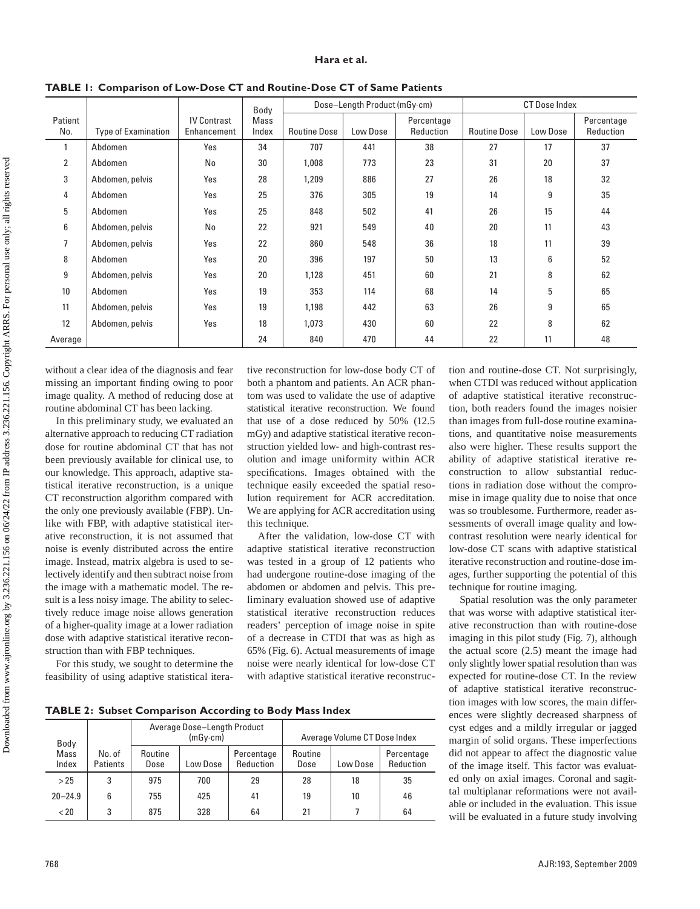**TABLE 1: Comparison of Low-Dose CT and Routine-Dose CT of Same Patients**

| Patient No. | Type of Examination | IV Contrast Enhancement | Body Mass Index | Dose–Length Product (mGy·cm) | | | CT Dose Index | | |
|---|---|---|---|---|---|---|---|---|---|
| | | | | Routine Dose | Low Dose | Percentage Reduction | Routine Dose | Low Dose | Percentage Reduction |
| 1 | Abdomen | Yes | 34 | 707 | 441 | 38 | 27 | 17 | 37 |
| 2 | Abdomen | No | 30 | 1,008 | 773 | 23 | 31 | 20 | 37 |
| 3 | Abdomen, pelvis | Yes | 28 | 1,209 | 886 | 27 | 26 | 18 | 32 |
| 4 | Abdomen | Yes | 25 | 376 | 305 | 19 | 14 | 9 | 35 |
| 5 | Abdomen | Yes | 25 | 848 | 502 | 41 | 26 | 15 | 44 |
| 6 | Abdomen, pelvis | No | 22 | 921 | 549 | 40 | 20 | 11 | 43 |
| 7 | Abdomen, pelvis | Yes | 22 | 860 | 548 | 36 | 18 | 11 | 39 |
| 8 | Abdomen | Yes | 20 | 396 | 197 | 50 | 13 | 6 | 52 |
| 9 | Abdomen, pelvis | Yes | 20 | 1,128 | 451 | 60 | 21 | 8 | 62 |
| 10 | Abdomen | Yes | 19 | 353 | 114 | 68 | 14 | 5 | 65 |
| 11 | Abdomen, pelvis | Yes | 19 | 1,198 | 442 | 63 | 26 | 9 | 65 |
| 12 | Abdomen, pelvis | Yes | 18 | 1,073 | 430 | 60 | 22 | 8 | 62 |
| Average | | | 24 | 840 | 470 | 44 | 22 | 11 | 48 |

without a clear idea of the diagnosis and fear missing an important finding owing to poor image quality. A method of reducing dose at routine abdominal CT has been lacking.

In this preliminary study, we evaluated an alternative approach to reducing CT radiation dose for routine abdominal CT that has not been previously available for clinical use, to our knowledge. This approach, adaptive statistical iterative reconstruction, is a unique CT reconstruction algorithm compared with the only one previously available (FBP). Unlike with FBP, with adaptive statistical iterative reconstruction, it is not assumed that noise is evenly distributed across the entire image. Instead, matrix algebra is used to selectively identify and then subtract noise from the image with a mathematic model. The result is a less noisy image. The ability to selectively reduce image noise allows generation of a higher-quality image at a lower radiation dose with adaptive statistical iterative reconstruction than with FBP techniques.

For this study, we sought to determine the feasibility of using adaptive statistical iterative reconstruction for low-dose body CT of both a phantom and patients. An ACR phantom was used to validate the use of adaptive statistical iterative reconstruction. We found that use of a dose reduced by 50% (12.5 mGy) and adaptive statistical iterative reconstruction yielded low- and high-contrast resolution and image uniformity within ACR specifications. Images obtained with the technique easily exceeded the spatial resolution requirement for ACR accreditation. We are applying for ACR accreditation using this technique.

After the validation, low-dose CT with adaptive statistical iterative reconstruction was tested in a group of 12 patients who had undergone routine-dose imaging of the abdomen or abdomen and pelvis. This preliminary evaluation showed use of adaptive statistical iterative reconstruction reduces readers' perception of image noise in spite of a decrease in CTDI that was as high as 65% (Fig. 6). Actual measurements of image noise were nearly identical for low-dose CT with adaptive statistical iterative reconstruction and routine-dose CT. Not surprisingly, when CTDI was reduced without application of adaptive statistical iterative reconstruction, both readers found the images noisier than images from full-dose routine examinations, and quantitative noise measurements also were higher. These results support the ability of adaptive statistical iterative reconstruction to allow substantial reductions in radiation dose without the compromise in image quality due to noise that once was so troublesome. Furthermore, reader assessments of overall image quality and low-contrast resolution were nearly identical for low-dose CT scans with adaptive statistical iterative reconstruction and routine-dose images, further supporting the potential of this technique for routine imaging.

Spatial resolution was the only parameter that was worse with adaptive statistical iterative reconstruction than with routine-dose imaging in this pilot study (Fig. 7), although the actual score (2.5) meant the image had only slightly lower spatial resolution than was expected for routine-dose CT. In the review of adaptive statistical iterative reconstruction images with low scores, the main differences were slightly decreased sharpness of cyst edges and a mildly irregular or jagged margin of solid organs. These imperfections did not appear to affect the diagnostic value of the image itself. This factor was evaluated only on axial images. Coronal and sagittal multiplanar reformations were not available or included in the evaluation. This issue will be evaluated in a future study involving

**TABLE 2: Subset Comparison According to Body Mass Index**

| Body Mass Index | No. of Patients | Average Dose–Length Product (mGy·cm) | | | Average Volume CT Dose Index | | |
|---|---|---|---|---|---|---|---|
| | | Routine Dose | Low Dose | Percentage Reduction | Routine Dose | Low Dose | Percentage Reduction |
| > 25 | 3 | 975 | 700 | 29 | 28 | 18 | 35 |
| 20–24.9 | 6 | 755 | 425 | 41 | 19 | 10 | 46 |
| < 20 | 3 | 875 | 328 | 64 | 21 | 7 | 64 |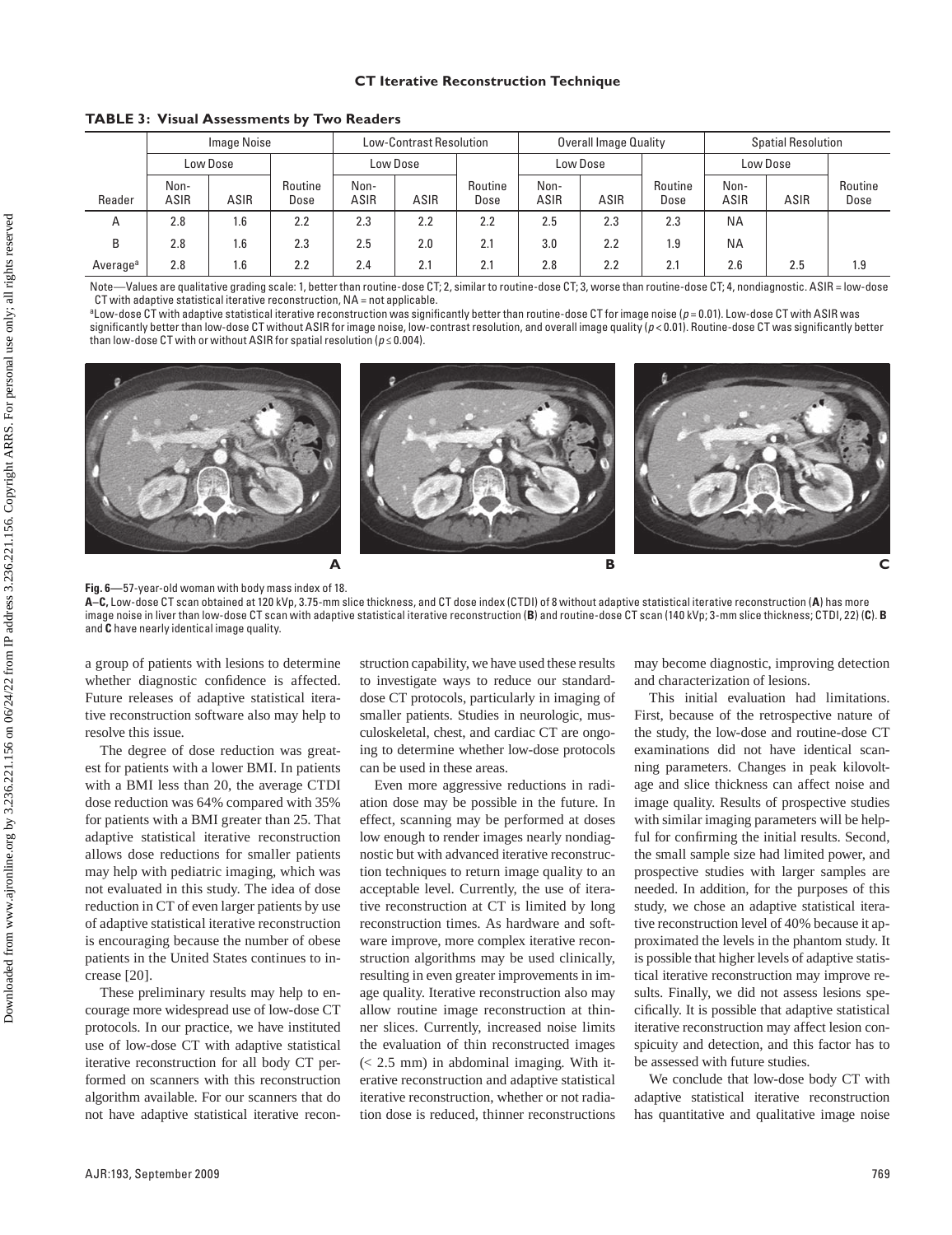**TABLE 3: Visual Assessments by Two Readers**

| Reader | Image Noise | | | Low-Contrast Resolution | | | Overall Image Quality | | | Spatial Resolution | | |
|---|---|---|---|---|---|---|---|---|---|---|---|---|
| | Low Dose | | | Low Dose | | | Low Dose | | | Low Dose | | |
| | Non-ASIR | ASIR | Routine Dose | Non-ASIR | ASIR | Routine Dose | Non-ASIR | ASIR | Routine Dose | Non-ASIR | ASIR | Routine Dose |
| A | 2.8 | 1.6 | 2.2 | 2.3 | 2.2 | 2.2 | 2.5 | 2.3 | 2.3 | NA | | |
| B | 2.8 | 1.6 | 2.3 | 2.5 | 2.0 | 2.1 | 3.0 | 2.2 | 1.9 | NA | | |
| Average[a] | 2.8 | 1.6 | 2.2 | 2.4 | 2.1 | 2.1 | 2.8 | 2.2 | 2.1 | 2.6 | 2.5 | 1.9 |

Note—Values are qualitative grading scale: 1, better than routine-dose CT; 2, similar to routine-dose CT; 3, worse than routine-dose CT; 4, nondiagnostic. ASIR = low-dose CT with adaptive statistical iterative reconstruction, NA = not applicable.

[a]Low-dose CT with adaptive statistical iterative reconstruction was significantly better than routine-dose CT for image noise ($p = 0.01$). Low-dose CT with ASIR was significantly better than low-dose CT without ASIR for image noise, low-contrast resolution, and overall image quality ($p < 0.01$). Routine-dose CT was significantly better than low-dose CT with or without ASIR for spatial resolution ($p \le 0.004$).

**Fig. 6**—57-year-old woman with body mass index of 18.
**A–C,** Low-dose CT scan obtained at 120 kVp, 3.75-mm slice thickness, and CT dose index (CTDI) of 8 without adaptive statistical iterative reconstruction (**A**) has more image noise in liver than low-dose CT scan with adaptive statistical iterative reconstruction (**B**) and routine-dose CT scan (140 kVp; 3-mm slice thickness; CTDI, 22) (**C**). **B** and **C** have nearly identical image quality.

a group of patients with lesions to determine whether diagnostic confidence is affected. Future releases of adaptive statistical iterative reconstruction software also may help to resolve this issue.

The degree of dose reduction was greatest for patients with a lower BMI. In patients with a BMI less than 20, the average CTDI dose reduction was 64% compared with 35% for patients with a BMI greater than 25. That adaptive statistical iterative reconstruction allows dose reductions for smaller patients may help with pediatric imaging, which was not evaluated in this study. The idea of dose reduction in CT of even larger patients by use of adaptive statistical iterative reconstruction is encouraging because the number of obese patients in the United States continues to increase [20].

These preliminary results may help to encourage more widespread use of low-dose CT protocols. In our practice, we have instituted use of low-dose CT with adaptive statistical iterative reconstruction for all body CT performed on scanners with this reconstruction algorithm available. For our scanners that do not have adaptive statistical iterative reconstruction capability, we have used these results to investigate ways to reduce our standard-dose CT protocols, particularly in imaging of smaller patients. Studies in neurologic, musculoskeletal, chest, and cardiac CT are ongoing to determine whether low-dose protocols can be used in these areas.

Even more aggressive reductions in radiation dose may be possible in the future. In effect, scanning may be performed at doses low enough to render images nearly nondiagnostic but with advanced iterative reconstruction techniques to return image quality to an acceptable level. Currently, the use of iterative reconstruction at CT is limited by long reconstruction times. As hardware and software improve, more complex iterative reconstruction algorithms may be used clinically, resulting in even greater improvements in image quality. Iterative reconstruction also may allow routine image reconstruction at thinner slices. Currently, increased noise limits the evaluation of thin reconstructed images (< 2.5 mm) in abdominal imaging. With iterative reconstruction and adaptive statistical iterative reconstruction, whether or not radiation dose is reduced, thinner reconstructions may become diagnostic, improving detection and characterization of lesions.

This initial evaluation had limitations. First, because of the retrospective nature of the study, the low-dose and routine-dose CT examinations did not have identical scanning parameters. Changes in peak kilovoltage and slice thickness can affect noise and image quality. Results of prospective studies with similar imaging parameters will be helpful for confirming the initial results. Second, the small sample size had limited power, and prospective studies with larger samples are needed. In addition, for the purposes of this study, we chose an adaptive statistical iterative reconstruction level of 40% because it approximated the levels in the phantom study. It is possible that higher levels of adaptive statistical iterative reconstruction may improve results. Finally, we did not assess lesions specifically. It is possible that adaptive statistical iterative reconstruction may affect lesion conspicuity and detection, and this factor has to be assessed with future studies.

We conclude that low-dose body CT with adaptive statistical iterative reconstruction has quantitative and qualitative image noise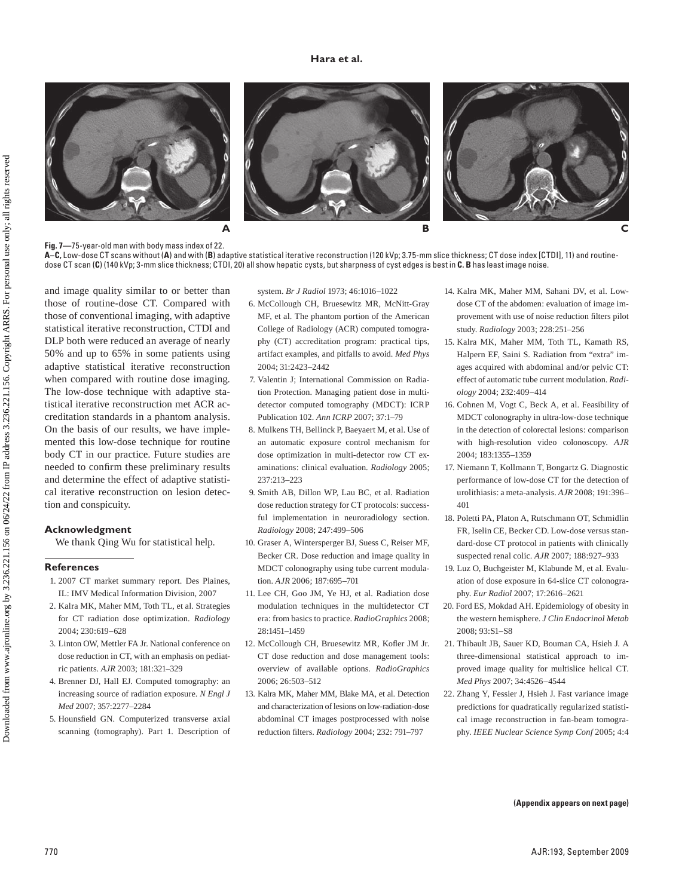**Fig. 7**—75-year-old man with body mass index of 22.
**A–C,** Low-dose CT scans without (**A**) and with (**B**) adaptive statistical iterative reconstruction (120 kVp; 3.75-mm slice thickness; CT dose index [CTDI], 11) and routine-dose CT scan (**C**) (140 kVp; 3-mm slice thickness; CTDI, 20) all show hepatic cysts, but sharpness of cyst edges is best in **C. B** has least image noise.

and image quality similar to or better than those of routine-dose CT. Compared with those of conventional imaging, with adaptive statistical iterative reconstruction, CTDI and DLP both were reduced an average of nearly 50% and up to 65% in some patients using adaptive statistical iterative reconstruction when compared with routine dose imaging. The low-dose technique with adaptive statistical iterative reconstruction met ACR accreditation standards in a phantom analysis. On the basis of our results, we have implemented this low-dose technique for routine body CT in our practice. Future studies are needed to confirm these preliminary results and determine the effect of adaptive statistical iterative reconstruction on lesion detection and conspicuity.

## Acknowledgment

We thank Qing Wu for statistical help.

## References

1. 2007 CT market summary report. Des Plaines, IL: IMV Medical Information Division, 2007
2. Kalra MK, Maher MM, Toth TL, et al. Strategies for CT radiation dose optimization. *Radiology* 2004; 230:619–628
3. Linton OW, Mettler FA Jr. National conference on dose reduction in CT, with an emphasis on pediatric patients. *AJR* 2003; 181:321–329
4. Brenner DJ, Hall EJ. Computed tomography: an increasing source of radiation exposure. *N Engl J Med* 2007; 357:2277–2284
5. Hounsfield GN. Computerized transverse axial scanning (tomography). Part 1. Description of system. *Br J Radiol* 1973; 46:1016–1022
6. McCollough CH, Bruesewitz MR, McNitt-Gray MF, et al. The phantom portion of the American College of Radiology (ACR) computed tomography (CT) accreditation program: practical tips, artifact examples, and pitfalls to avoid. *Med Phys* 2004; 31:2423–2442
7. Valentin J; International Commission on Radiation Protection. Managing patient dose in multi-detector computed tomography (MDCT): ICRP Publication 102. *Ann ICRP* 2007; 37:1–79
8. Mulkens TH, Bellinck P, Baeyaert M, et al. Use of an automatic exposure control mechanism for dose optimization in multi-detector row CT examinations: clinical evaluation. *Radiology* 2005; 237:213–223
9. Smith AB, Dillon WP, Lau BC, et al. Radiation dose reduction strategy for CT protocols: successful implementation in neuroradiology section. *Radiology* 2008; 247:499–506
10. Graser A, Wintersperger BJ, Suess C, Reiser MF, Becker CR. Dose reduction and image quality in MDCT colonography using tube current modulation. *AJR* 2006; 187:695–701
11. Lee CH, Goo JM, Ye HJ, et al. Radiation dose modulation techniques in the multidetector CT era: from basics to practice. *RadioGraphics* 2008; 28:1451–1459
12. McCollough CH, Bruesewitz MR, Kofler JM Jr. CT dose reduction and dose management tools: overview of available options. *RadioGraphics* 2006; 26:503–512
13. Kalra MK, Maher MM, Blake MA, et al. Detection and characterization of lesions on low-radiation-dose abdominal CT images postprocessed with noise reduction filters. *Radiology* 2004; 232: 791–797
14. Kalra MK, Maher MM, Sahani DV, et al. Low-dose CT of the abdomen: evaluation of image improvement with use of noise reduction filters pilot study. *Radiology* 2003; 228:251–256
15. Kalra MK, Maher MM, Toth TL, Kamath RS, Halpern EF, Saini S. Radiation from "extra" images acquired with abdominal and/or pelvic CT: effect of automatic tube current modulation. *Radiology* 2004; 232:409–414
16. Cohnen M, Vogt C, Beck A, et al. Feasibility of MDCT colonography in ultra-low-dose technique in the detection of colorectal lesions: comparison with high-resolution video colonoscopy. *AJR* 2004; 183:1355–1359
17. Niemann T, Kollmann T, Bongartz G. Diagnostic performance of low-dose CT for the detection of urolithiasis: a meta-analysis. *AJR* 2008; 191:396–401
18. Poletti PA, Platon A, Rutschmann OT, Schmidlin FR, Iselin CE, Becker CD. Low-dose versus standard-dose CT protocol in patients with clinically suspected renal colic. *AJR* 2007; 188:927–933
19. Luz O, Buchgeister M, Klabunde M, et al. Evaluation of dose exposure in 64-slice CT colonography. *Eur Radiol* 2007; 17:2616–2621
20. Ford ES, Mokdad AH. Epidemiology of obesity in the western hemisphere. *J Clin Endocrinol Metab* 2008; 93:S1–S8
21. Thibault JB, Sauer KD, Bouman CA, Hsieh J. A three-dimensional statistical approach to improved image quality for multislice helical CT. *Med Phys* 2007; 34:4526–4544
22. Zhang Y, Fessier J, Hsieh J. Fast variance image predictions for quadratically regularized statistical image reconstruction in fan-beam tomography. *IEEE Nuclear Science Symp Conf* 2005; 4:4

**(Appendix appears on next page)**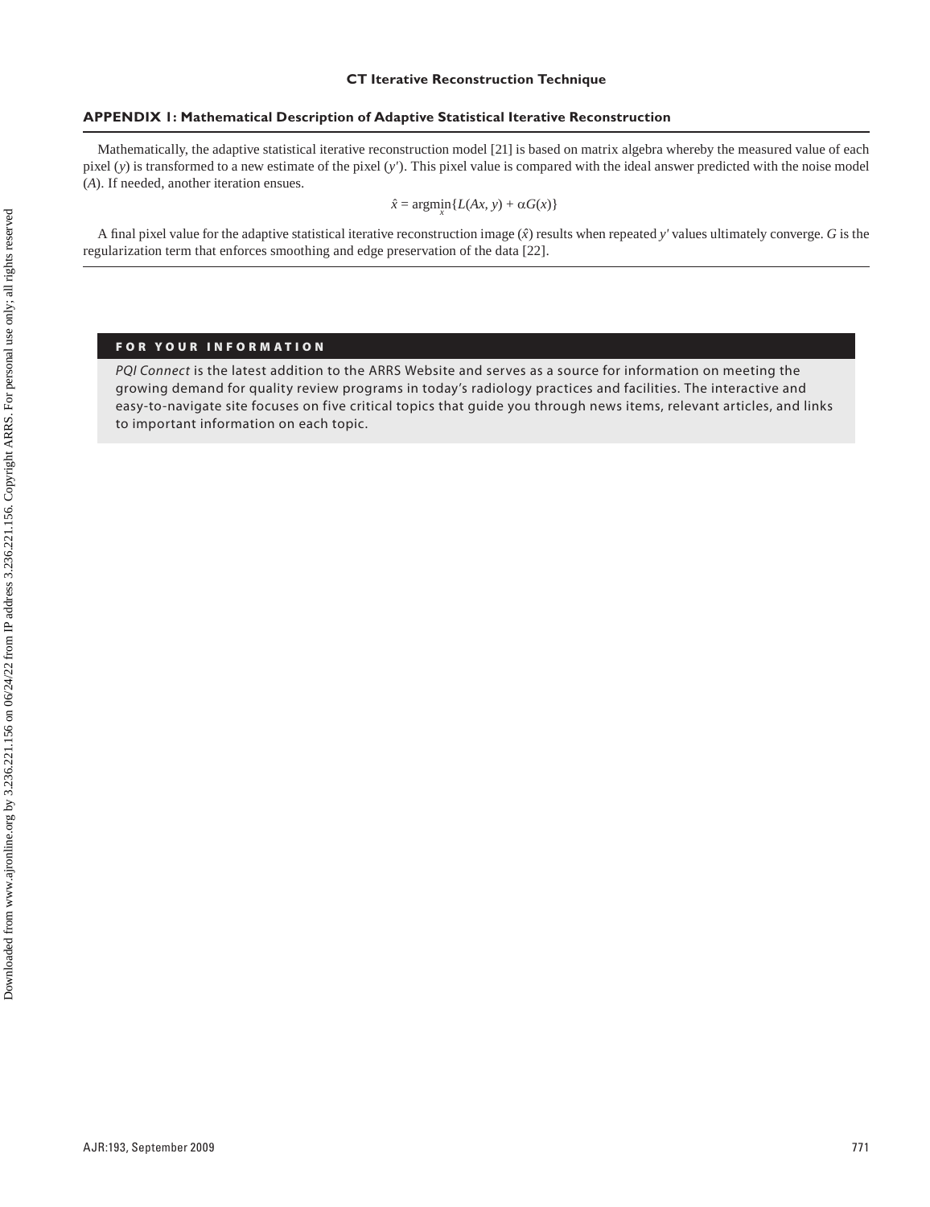## APPENDIX 1: Mathematical Description of Adaptive Statistical Iterative Reconstruction

Mathematically, the adaptive statistical iterative reconstruction model [21] is based on matrix algebra whereby the measured value of each pixel ($y$) is transformed to a new estimate of the pixel ($y'$). This pixel value is compared with the ideal answer predicted with the noise model ($A$). If needed, another iteration ensues.

$$\hat{x} = \underset{x}{\operatorname{argmin}}\{L(Ax, y) + \alpha G(x)\}$$

A final pixel value for the adaptive statistical iterative reconstruction image ($\hat{x}$) results when repeated $y'$ values ultimately converge. $G$ is the regularization term that enforces smoothing and edge preservation of the data [22].

**FOR YOUR INFORMATION**

*PQI Connect* is the latest addition to the ARRS Website and serves as a source for information on meeting the growing demand for quality review programs in today's radiology practices and facilities. The interactive and easy-to-navigate site focuses on five critical topics that guide you through news items, relevant articles, and links to important information on each topic.